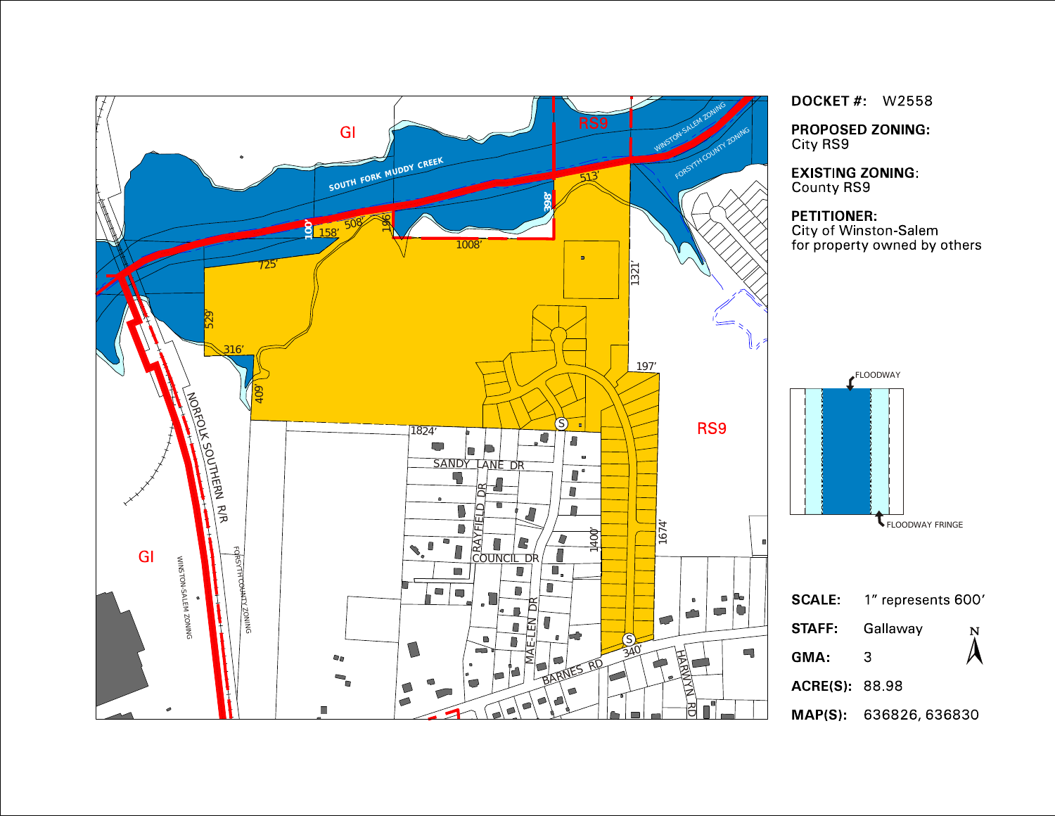**DOCKET #:** W2558

**PROPOSED ZONING:**
City RS9

**EXISTING ZONING:**
County RS9

**PETITIONER:**
City of Winston-Salem
for property owned by others

FLOODWAY

FLOODWAY FRINGE

**SCALE:** 1" represents 600'

**STAFF:** Gallaway

**GMA:** 3

**ACRE(S):** 88.98

**MAP(S):** 636826, 636830

GI

RS9

SOUTH FORK MUDDY CREEK

WINSTON-SALEM ZONING

FORSYTH COUNTY ZONING

513'

398'

1008'

196'

508'

158'

100'

725'

529'

316'

409'

1321'

197'

RS9

1824'

SANDY LANE DR

RAYFIELD DR

COUNCIL DR

MAE-LEN DR

1400'

1674'

340'

BARNES RD

HARWYN RD

NORFOLK SOUTHERN R/R

GI

WINSTON-SALEM ZONING

FORSYTH COUNTY ZONING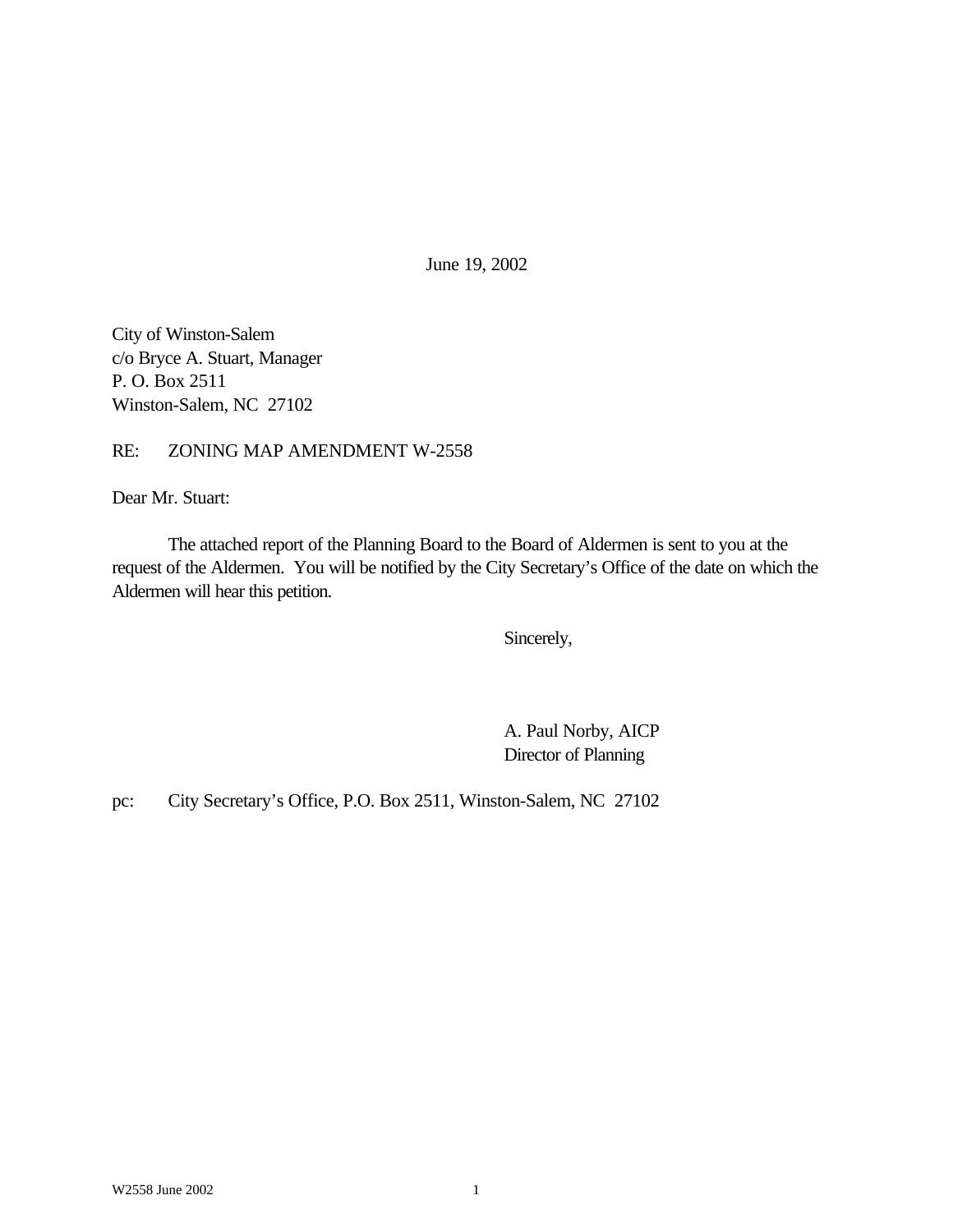June 19, 2002

City of Winston-Salem
c/o Bryce A. Stuart, Manager
P. O. Box 2511
Winston-Salem, NC 27102

RE: ZONING MAP AMENDMENT W-2558

Dear Mr. Stuart:

The attached report of the Planning Board to the Board of Aldermen is sent to you at the request of the Aldermen. You will be notified by the City Secretary's Office of the date on which the Aldermen will hear this petition.

Sincerely,

A. Paul Norby, AICP
Director of Planning

pc: City Secretary's Office, P.O. Box 2511, Winston-Salem, NC 27102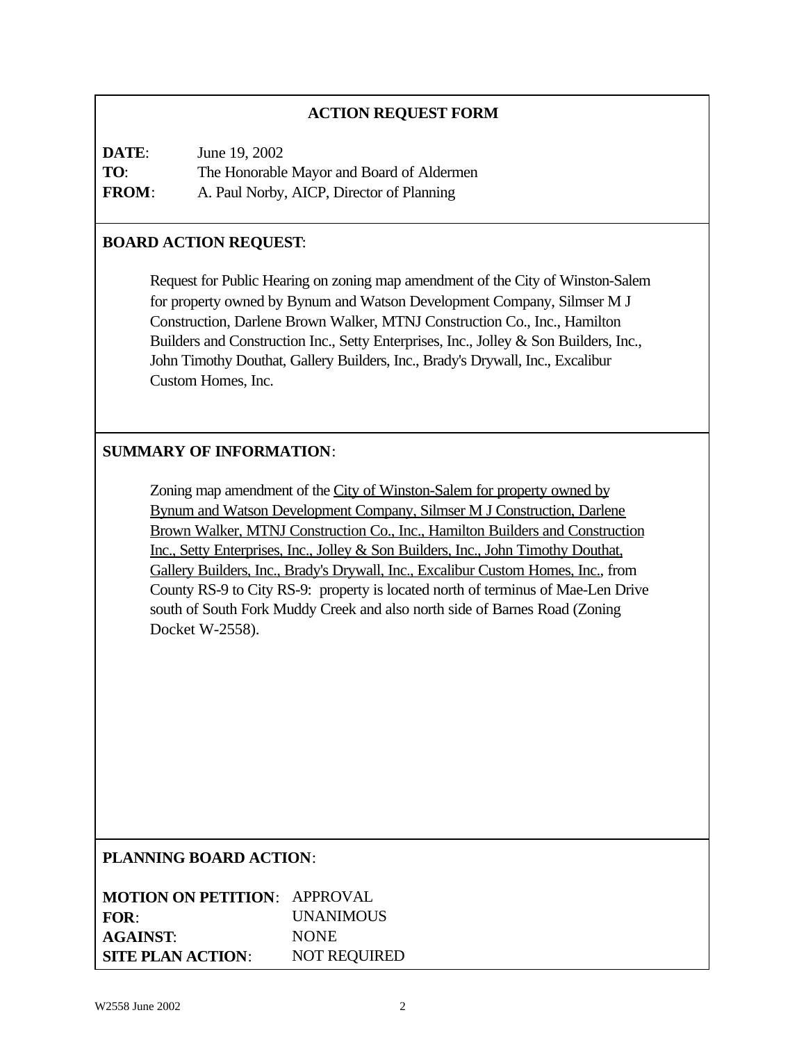## ACTION REQUEST FORM

**DATE**: June 19, 2002
**TO**: The Honorable Mayor and Board of Aldermen
**FROM**: A. Paul Norby, AICP, Director of Planning

**BOARD ACTION REQUEST**:

Request for Public Hearing on zoning map amendment of the City of Winston-Salem for property owned by Bynum and Watson Development Company, Silmser M J Construction, Darlene Brown Walker, MTNJ Construction Co., Inc., Hamilton Builders and Construction Inc., Setty Enterprises, Inc., Jolley & Son Builders, Inc., John Timothy Douthat, Gallery Builders, Inc., Brady's Drywall, Inc., Excalibur Custom Homes, Inc.

**SUMMARY OF INFORMATION**:

Zoning map amendment of the <u>City of Winston-Salem for property owned by Bynum and Watson Development Company, Silmser M J Construction, Darlene Brown Walker, MTNJ Construction Co., Inc., Hamilton Builders and Construction Inc., Setty Enterprises, Inc., Jolley & Son Builders, Inc., John Timothy Douthat, Gallery Builders, Inc., Brady's Drywall, Inc., Excalibur Custom Homes, Inc.</u>, from County RS-9 to City RS-9: property is located north of terminus of Mae-Len Drive south of South Fork Muddy Creek and also north side of Barnes Road (Zoning Docket W-2558).

**PLANNING BOARD ACTION**:

**MOTION ON PETITION**: APPROVAL
**FOR**: UNANIMOUS
**AGAINST**: NONE
**SITE PLAN ACTION**: NOT REQUIRED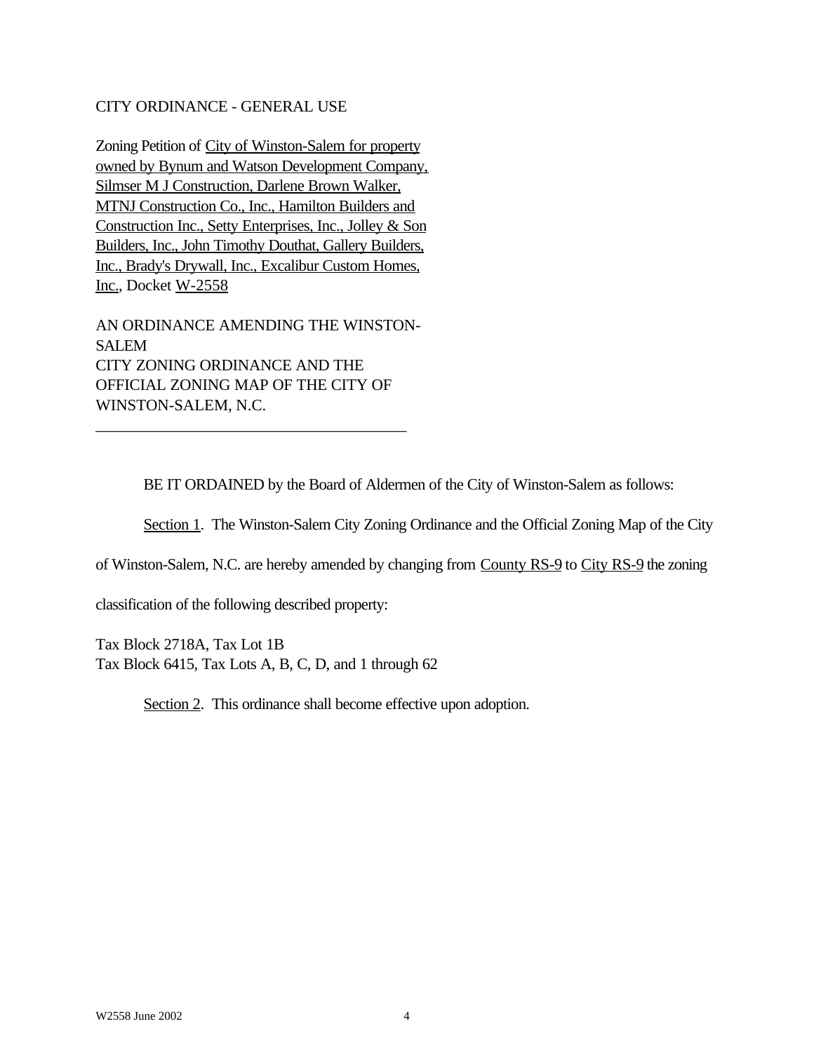CITY ORDINANCE - GENERAL USE

Zoning Petition of City of Winston-Salem for property owned by Bynum and Watson Development Company, Silmser M J Construction, Darlene Brown Walker, MTNJ Construction Co., Inc., Hamilton Builders and Construction Inc., Setty Enterprises, Inc., Jolley & Son Builders, Inc., John Timothy Douthat, Gallery Builders, Inc., Brady's Drywall, Inc., Excalibur Custom Homes, Inc., Docket W-2558

AN ORDINANCE AMENDING THE WINSTON-SALEM CITY ZONING ORDINANCE AND THE OFFICIAL ZONING MAP OF THE CITY OF WINSTON-SALEM, N.C.

---

BE IT ORDAINED by the Board of Aldermen of the City of Winston-Salem as follows:

Section 1. The Winston-Salem City Zoning Ordinance and the Official Zoning Map of the City of Winston-Salem, N.C. are hereby amended by changing from County RS-9 to City RS-9 the zoning classification of the following described property:

Tax Block 2718A, Tax Lot 1B
Tax Block 6415, Tax Lots A, B, C, D, and 1 through 62

Section 2. This ordinance shall become effective upon adoption.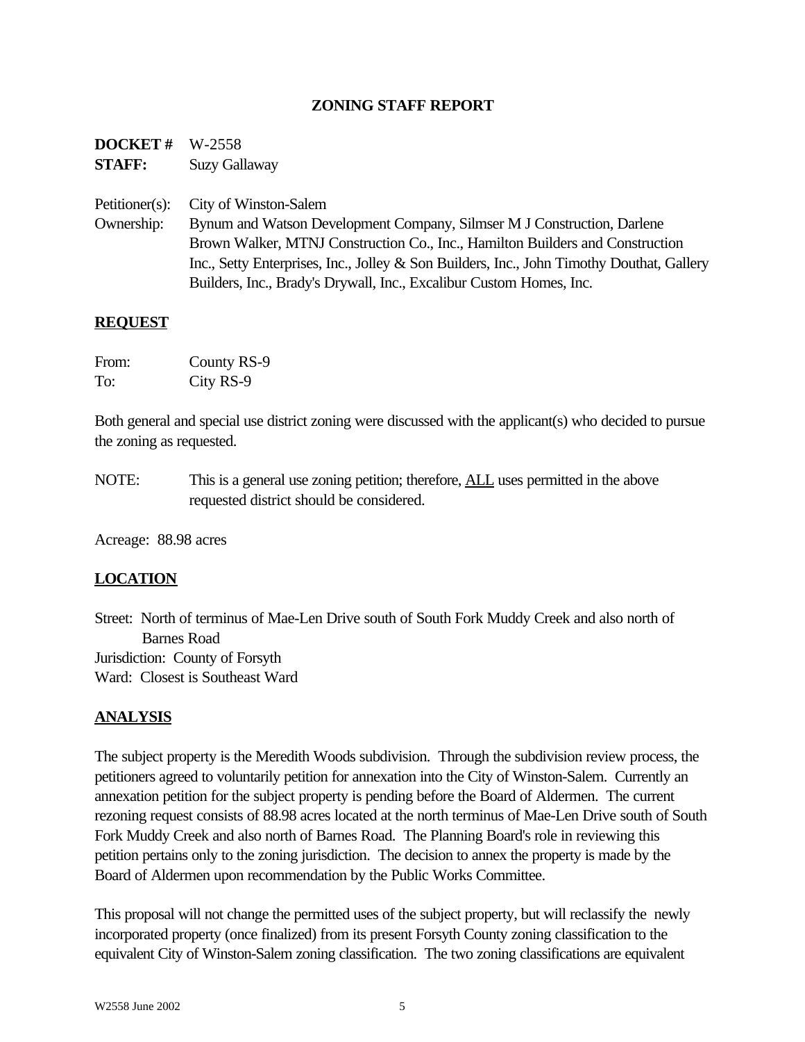## ZONING STAFF REPORT

**DOCKET #** W-2558
**STAFF:** Suzy Gallaway

Petitioner(s): City of Winston-Salem
Ownership: Bynum and Watson Development Company, Silmser M J Construction, Darlene Brown Walker, MTNJ Construction Co., Inc., Hamilton Builders and Construction Inc., Setty Enterprises, Inc., Jolley & Son Builders, Inc., John Timothy Douthat, Gallery Builders, Inc., Brady's Drywall, Inc., Excalibur Custom Homes, Inc.

### REQUEST

From: County RS-9
To: City RS-9

Both general and special use district zoning were discussed with the applicant(s) who decided to pursue the zoning as requested.

NOTE: This is a general use zoning petition; therefore, ALL uses permitted in the above requested district should be considered.

Acreage: 88.98 acres

### LOCATION

Street: North of terminus of Mae-Len Drive south of South Fork Muddy Creek and also north of Barnes Road
Jurisdiction: County of Forsyth
Ward: Closest is Southeast Ward

### ANALYSIS

The subject property is the Meredith Woods subdivision. Through the subdivision review process, the petitioners agreed to voluntarily petition for annexation into the City of Winston-Salem. Currently an annexation petition for the subject property is pending before the Board of Aldermen. The current rezoning request consists of 88.98 acres located at the north terminus of Mae-Len Drive south of South Fork Muddy Creek and also north of Barnes Road. The Planning Board's role in reviewing this petition pertains only to the zoning jurisdiction. The decision to annex the property is made by the Board of Aldermen upon recommendation by the Public Works Committee.

This proposal will not change the permitted uses of the subject property, but will reclassify the newly incorporated property (once finalized) from its present Forsyth County zoning classification to the equivalent City of Winston-Salem zoning classification. The two zoning classifications are equivalent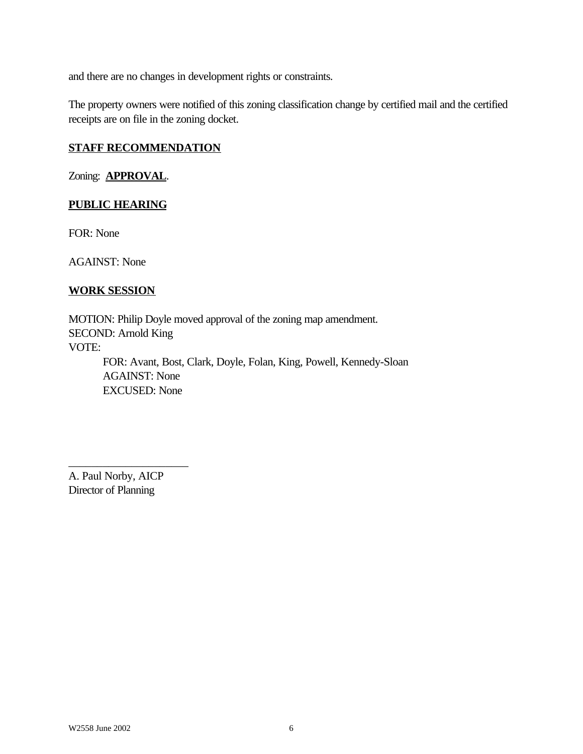and there are no changes in development rights or constraints.

The property owners were notified of this zoning classification change by certified mail and the certified receipts are on file in the zoning docket.

**STAFF RECOMMENDATION**

Zoning: **APPROVAL**.

**PUBLIC HEARING**

FOR: None

AGAINST: None

**WORK SESSION**

MOTION: Philip Doyle moved approval of the zoning map amendment.
SECOND: Arnold King
VOTE:

FOR: Avant, Bost, Clark, Doyle, Folan, King, Powell, Kennedy-Sloan
AGAINST: None
EXCUSED: None

\_\_\_\_\_\_\_\_\_\_\_\_\_\_\_\_\_\_\_\_\_\_

A. Paul Norby, AICP
Director of Planning